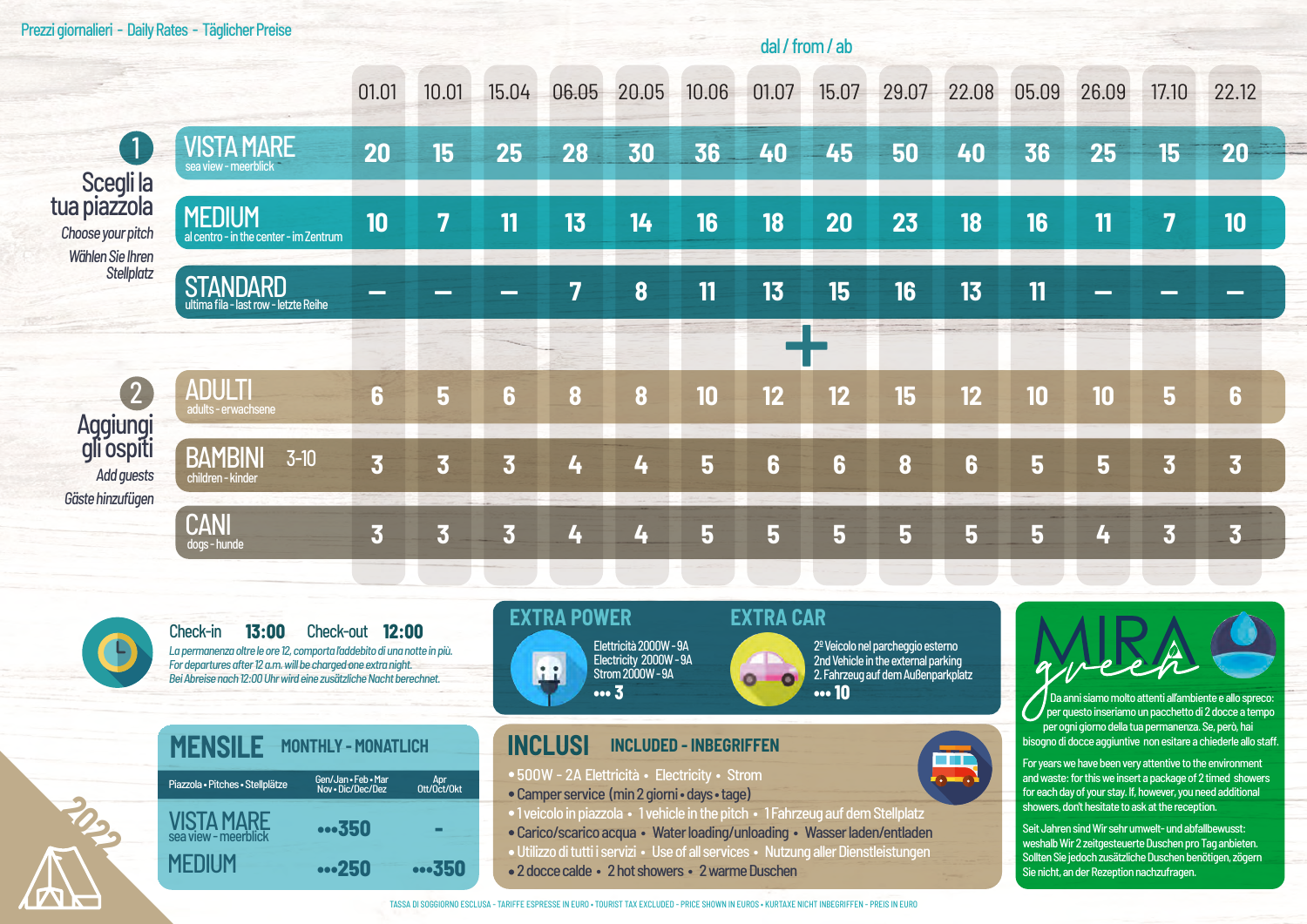Prezzi giornalieri - Daily Rates - Täglicher Preise

| | dal / from / ab 01.01 | 10.01 | 15.04 | 06.05 | 20.05 | 10.06 | 01.07 | 15.07 | 29.07 | 22.08 | 05.09 | 26.09 | 17.10 | 22.12 |
|---|---|---|---|---|---|---|---|---|---|---|---|---|---|---|
| **1 Scegli la tua piazzola** *Choose your pitch* *Wählen Sie Ihren Stellplatz* | | | | | | | | | | | | | | |
| VISTA MARE sea view - meerblick | 20 | 15 | 25 | 28 | 30 | 36 | 40 | 45 | 50 | 40 | 36 | 25 | 15 | 20 |
| MEDIUM al centro - in the center - im Zentrum | 10 | 7 | 11 | 13 | 14 | 16 | 18 | 20 | 23 | 18 | 16 | 11 | 7 | 10 |
| STANDARD ultima fila - last row - letzte Reihe | – | – | – | 7 | 8 | 11 | 13 | 15 | 16 | 13 | 11 | – | – | – |
| + | | | | | | | | | | | | | | |
| **2 Aggiungi gli ospiti** *Add guests* *Gäste hinzufügen* | | | | | | | | | | | | | | |
| ADULTI adults - erwachsene | 6 | 5 | 6 | 8 | 8 | 10 | 12 | 12 | 15 | 12 | 10 | 10 | 5 | 6 |
| BAMBINI 3-10 children - kinder | 3 | 3 | 3 | 4 | 4 | 5 | 6 | 6 | 8 | 6 | 5 | 5 | 3 | 3 |
| CANI dogs - hunde | 3 | 3 | 3 | 4 | 4 | 5 | 5 | 5 | 5 | 5 | 5 | 4 | 3 | 3 |

**Check-in 13:00** **Check-out 12:00**

*La permanenza oltre le ore 12, comporta l'addebito di una notte in più.*
*For departures after 12 a.m. will be charged one extra night.*
*Bei Abreise nach 12:00 Uhr wird eine zusätzliche Nacht berechnet.*

## EXTRA POWER

Elettricità 2000W - 9A
Electricity 2000W - 9A
Strom 2000W - 9A
••• 3

## EXTRA CAR

2º Veicolo nel parcheggio esterno
2nd Vehicle in the external parking
2. Fahrzeug auf dem Außenparkplatz
••• 10

## MENSILE MONTHLY - MONATLICH

| Piazzola • Pitches • Stellplätze | Gen/Jan • Feb • Mar Nov • Dic/Dec/Dez | Apr Ott/Oct/Okt |
|---|---|---|
| VISTA MARE sea view - meerblick | •••350 | - |
| MEDIUM | •••250 | •••350 |

## INCLUSI INCLUDED - INBEGRIFFEN

- 500W - 2A Elettricità • Electricity • Strom
- Camper service (min 2 giorni • days • tage)
- 1 veicolo in piazzola • 1 vehicle in the pitch • 1 Fahrzeug auf dem Stellplatz
- Carico/scarico acqua • Water loading/unloading • Wasser laden/entladen
- Utilizzo di tutti i servizi • Use of all services • Nutzung aller Dienstleistungen
- 2 docce calde • 2 hot showers • 2 warme Duschen

## MIRA green

Da anni siamo molto attenti all'ambiente e allo spreco: per questo inseriamo un pacchetto di 2 docce a tempo per ogni giorno della tua permanenza. Se, però, hai bisogno di docce aggiuntive non esitare a chiederle allo staff.

For years we have been very attentive to the environment and waste: for this we insert a package of 2 timed showers for each day of your stay. If, however, you need additional showers, don't hesitate to ask at the reception.

Seit Jahren sind Wir sehr umwelt- und abfallbewusst: weshalb Wir 2 zeitgesteuerte Duschen pro Tag anbieten. Sollten Sie jedoch zusätzliche Duschen benötigen, zögern Sie nicht, an der Rezeption nachzufragen.

2022

TASSA DI SOGGIORNO ESCLUSA - TARIFFE ESPRESSE IN EURO • TOURIST TAX EXCLUDED - PRICE SHOWN IN EUROS • KURTAXE NICHT INBEGRIFFEN - PREIS IN EURO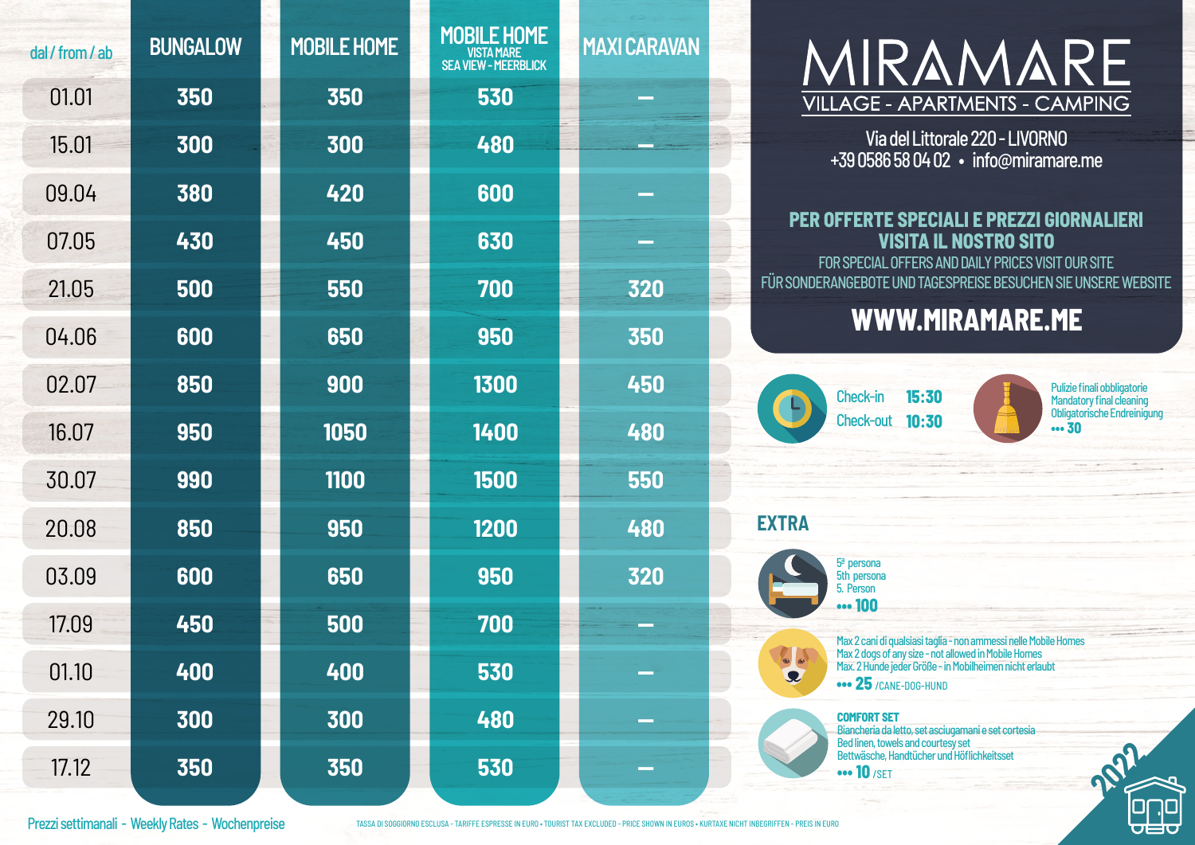| dal / from / ab | BUNGALOW | MOBILE HOME | MOBILE HOME VISTA MARE SEA VIEW - MEERBLICK | MAXI CARAVAN |
|---|---|---|---|---|
| 01.01 | 350 | 350 | 530 | – |
| 15.01 | 300 | 300 | 480 | – |
| 09.04 | 380 | 420 | 600 | – |
| 07.05 | 430 | 450 | 630 | – |
| 21.05 | 500 | 550 | 700 | 320 |
| 04.06 | 600 | 650 | 950 | 350 |
| 02.07 | 850 | 900 | 1300 | 450 |
| 16.07 | 950 | 1050 | 1400 | 480 |
| 30.07 | 990 | 1100 | 1500 | 550 |
| 20.08 | 850 | 950 | 1200 | 480 |
| 03.09 | 600 | 650 | 950 | 320 |
| 17.09 | 450 | 500 | 700 | – |
| 01.10 | 400 | 400 | 530 | – |
| 29.10 | 300 | 300 | 480 | – |
| 17.12 | 350 | 350 | 530 | – |

Prezzi settimanali - Weekly Rates - Wochenpreise

TASSA DI SOGGIORNO ESCLUSA - TARIFFE ESPRESSE IN EURO • TOURIST TAX EXCLUDED - PRICE SHOWN IN EUROS • KURTAXE NICHT INBEGRIFFEN - PREIS IN EURO

# MIRAMARE

VILLAGE - APARTMENTS - CAMPING

Via del Littorale 220 - LIVORNO
+39 0586 58 04 02 • info@miramare.me

**PER OFFERTE SPECIALI E PREZZI GIORNALIERI VISITA IL NOSTRO SITO**
FOR SPECIAL OFFERS AND DAILY PRICES VISIT OUR SITE
FÜR SONDERANGEBOTE UND TAGESPREISE BESUCHEN SIE UNSERE WEBSITE

**WWW.MIRAMARE.ME**

Check-in **15:30**
Check-out **10:30**

Pulizie finali obbligatorie
Mandatory final cleaning
Obligatorische Endreinigung
••• **30**

## EXTRA

5ª persona
5th persona
5. Person
••• **100**

Max 2 cani di qualsiasi taglia - non ammessi nelle Mobile Homes
Max 2 dogs of any size - not allowed in Mobile Homes
Max. 2 Hunde jeder Größe - in Mobilheimen nicht erlaubt
••• **25** /CANE-DOG-HUND

**COMFORT SET**
Biancheria da letto, set asciugamani e set cortesia
Bed linen, towels and courtesy set
Bettwäsche, Handtücher und Höflichkeitsset
••• **10** /SET

2022